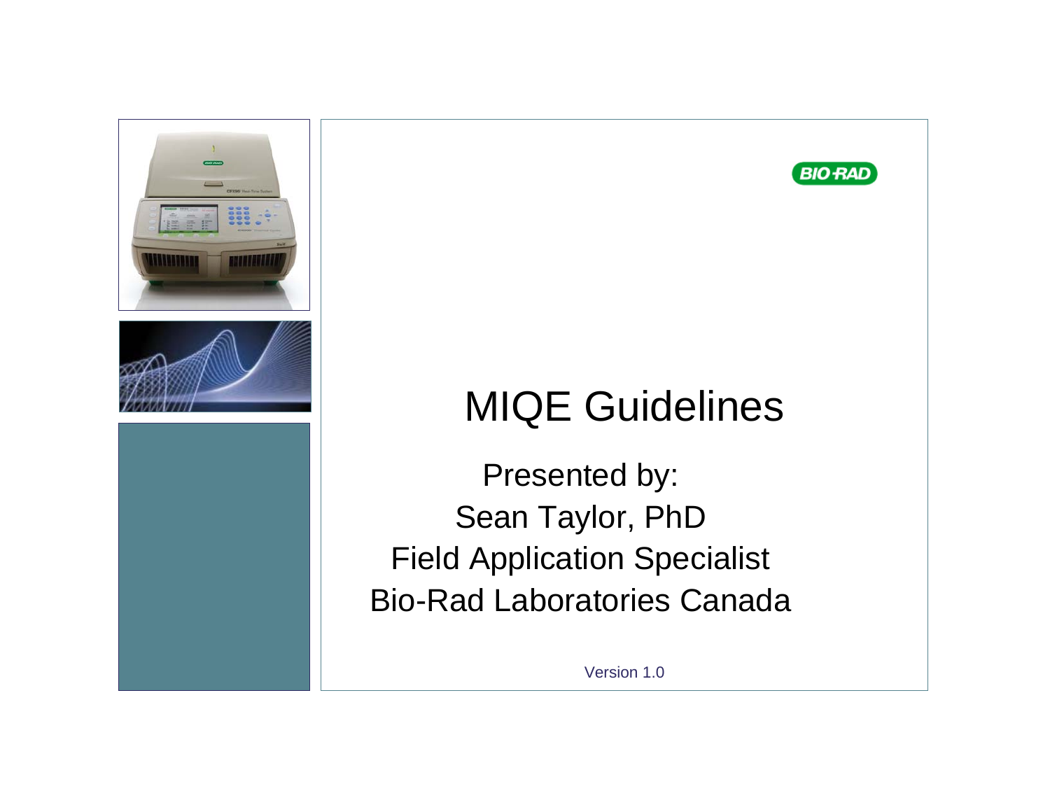BIO-RAD

# MIQE Guidelines

Presented by:
Sean Taylor, PhD
Field Application Specialist
Bio-Rad Laboratories Canada

Version 1.0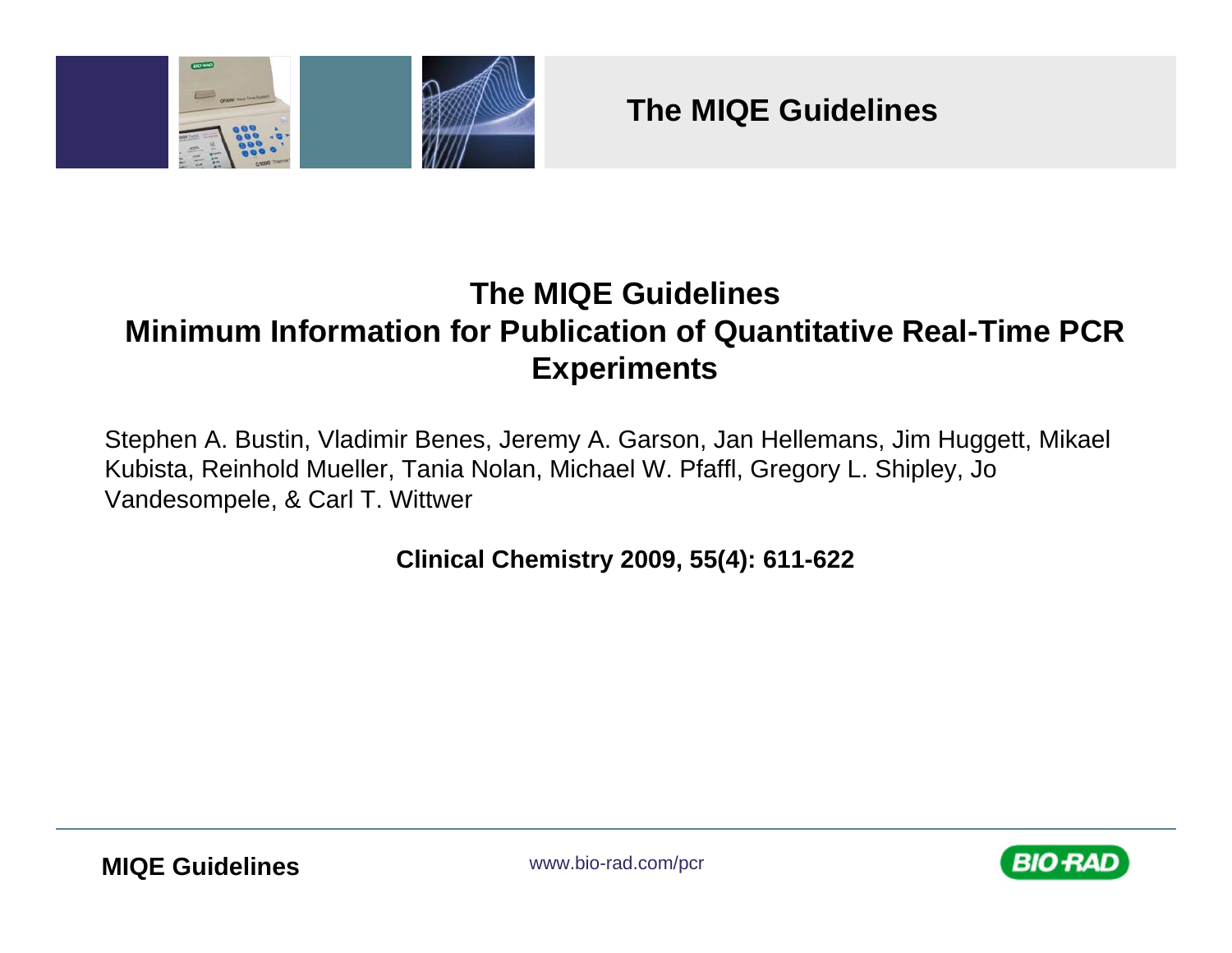# The MIQE Guidelines

## The MIQE Guidelines
## Minimum Information for Publication of Quantitative Real-Time PCR Experiments

Stephen A. Bustin, Vladimir Benes, Jeremy A. Garson, Jan Hellemans, Jim Huggett, Mikael Kubista, Reinhold Mueller, Tania Nolan, Michael W. Pfaffl, Gregory L. Shipley, Jo Vandesompele, & Carl T. Wittwer

**Clinical Chemistry 2009, 55(4): 611-622**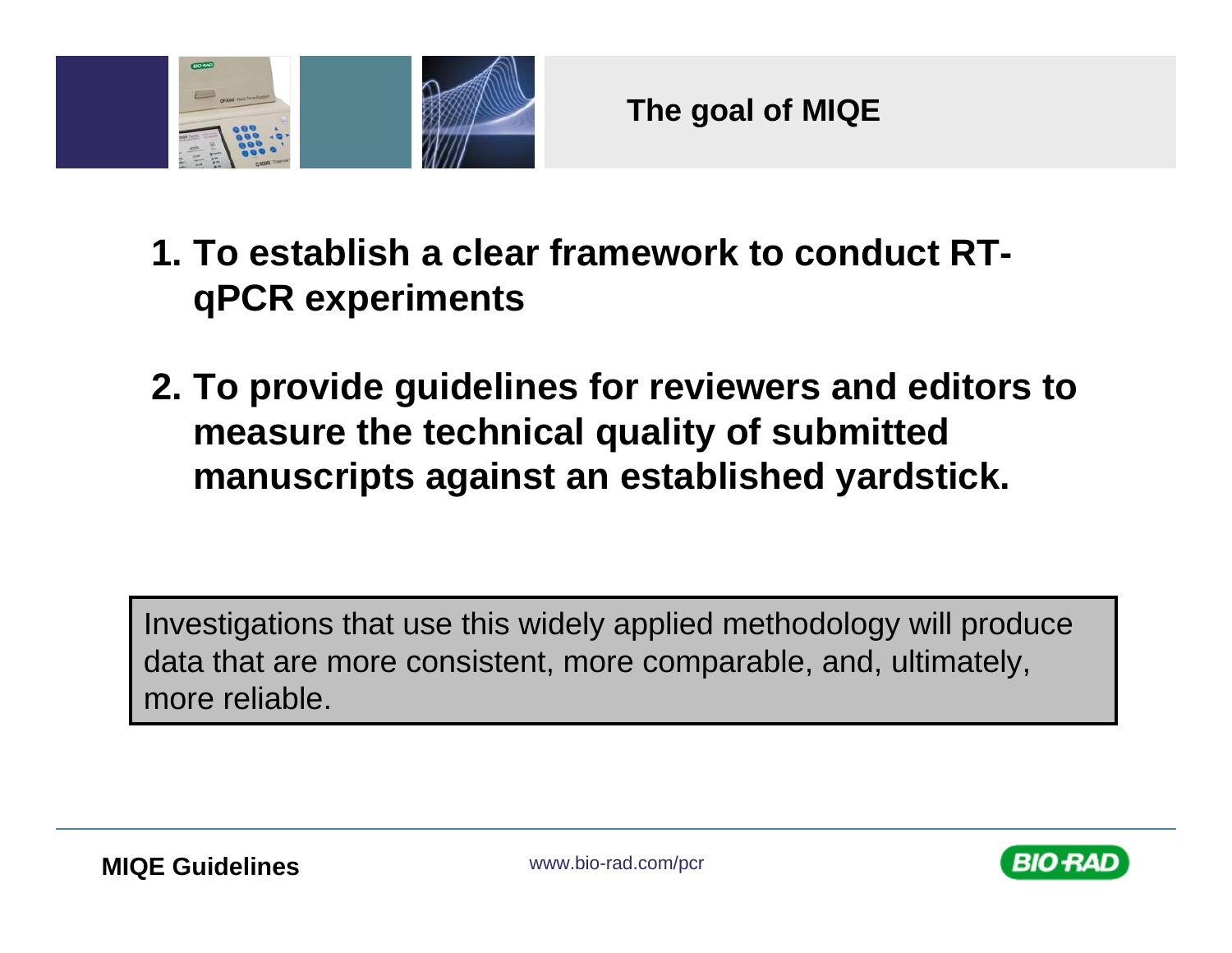# The goal of MIQE

1. **To establish a clear framework to conduct RT-qPCR experiments**

2. **To provide guidelines for reviewers and editors to measure the technical quality of submitted manuscripts against an established yardstick.**

Investigations that use this widely applied methodology will produce data that are more consistent, more comparable, and, ultimately, more reliable.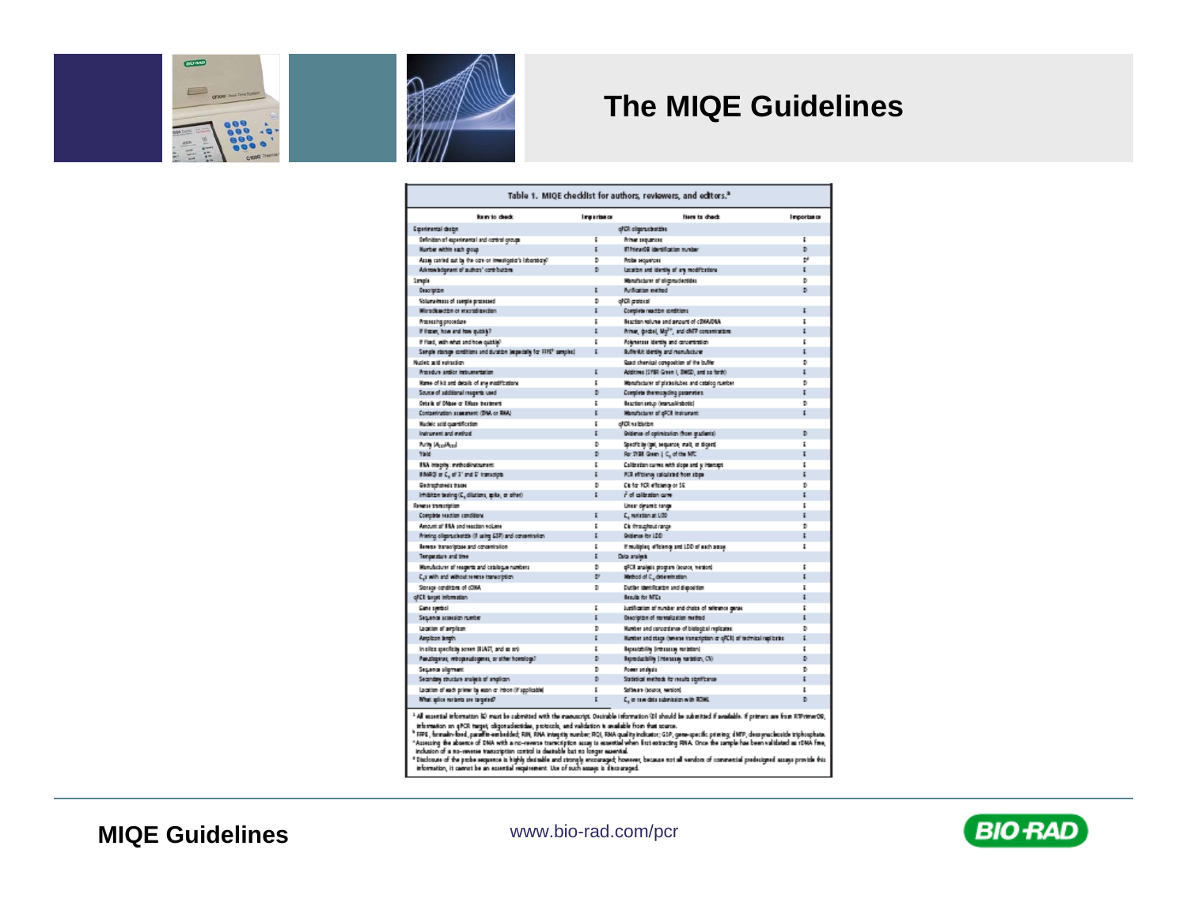# The MIQE Guidelines

**Table 1. MIQE checklist for authors, reviewers, and editors.**[a]

| Item to check | Importance | Item to check | Importance |
|---|---|---|---|
| **Experimental design** | | **qPCR oligonucleotides** | |
| Definition of experimental and control groups | E | Primer sequences | E |
| Number within each group | E | RTPrimerDB identification number | D |
| Assay carried out by the core or investigator's laboratory? | D | Probe sequences | D[d] |
| Acknowledgment of authors' contributions | D | Location and identity of any modifications | E |
| **Sample** | | Manufacturer of oligonucleotides | D |
| Description | E | Purification method | D |
| Volume/mass of sample processed | D | **qPCR protocol** | |
| Microdissection or macrodissection | E | Complete reaction conditions | E |
| Processing procedure | E | Reaction volume and amount of cDNA/DNA | E |
| If frozen, how and how quickly? | E | Primer, (probe), $Mg^{2+}$, and dNTP concentrations | E |
| If fixed, with what and how quickly? | E | Polymerase identity and concentration | E |
| Sample storage conditions and duration (especially for FFPE[b] samples) | E | Buffer/kit identity and manufacturer | E |
| **Nucleic acid extraction** | | Exact chemical composition of the buffer | D |
| Procedure and/or instrumentation | E | Additives (SYBR Green I, DMSO, and so forth) | E |
| Name of kit and details of any modifications | E | Manufacturer of plates/tubes and catalog number | D |
| Source of additional reagents used | D | Complete thermocycling parameters | E |
| Details of DNase or RNase treatment | E | Reaction setup (manual/robotic) | D |
| Contamination assessment (DNA or RNA) | E | Manufacturer of qPCR instrument | E |
| Nucleic acid quantification | E | **qPCR validation** | |
| Instrument and method | E | Evidence of optimization (from gradients) | D |
| Purity ($A_{260}/A_{280}$) | D | Specificity (gel, sequence, melt, or digest) | E |
| Yield | D | For SYBR Green I, $C_q$ of the NTC | E |
| RNA integrity: method/instrument | E | Calibration curves with slope and y intercept | E |
| RIN/RQI or $C_q$ of 3' and 5' transcripts | E | PCR efficiency calculated from slope | E |
| Electrophoresis traces | D | CIs for PCR efficiency or SE | D |
| Inhibition testing ($C_q$ dilutions, spike, or other) | E | $r^2$ of calibration curve | E |
| **Reverse transcription** | | Linear dynamic range | E |
| Complete reaction conditions | E | $C_q$ variation at LOD | E |
| Amount of RNA and reaction volume | E | CIs throughout range | D |
| Priming oligonucleotide (if using GSP) and concentration | E | Evidence for LOD | E |
| Reverse transcriptase and concentration | E | If multiplex, efficiency and LOD of each assay | E |
| Temperature and time | E | **Data analysis** | |
| Manufacturer of reagents and catalogue numbers | D | qPCR analysis program (source, version) | E |
| $C_q$s with and without reverse transcription | D[c] | Method of $C_q$ determination | E |
| Storage conditions of cDNA | D | Outlier identification and disposition | E |
| **qPCR target information** | | Results for NTCs | E |
| Gene symbol | E | Justification of number and choice of reference genes | E |
| Sequence accession number | E | Description of normalization method | E |
| Location of amplicon | D | Number and concordance of biological replicates | D |
| Amplicon length | E | Number and stage (reverse transcription or qPCR) of technical replicates | E |
| In silico specificity screen (BLAST, and so on) | E | Repeatability (intraassay variation) | E |
| Pseudogenes, retropseudogenes, or other homologs? | D | Reproducibility (interassay variation, CV) | D |
| Sequence alignment | D | Power analysis | D |
| Secondary structure analysis of amplicon | D | Statistical methods for results significance | E |
| Location of each primer by exon or intron (if applicable) | E | Software (source, version) | E |
| What splice variants are targeted? | E | $C_q$ or raw data submission with RDML | D |

[a] All essential information (E) must be submitted with the manuscript. Desirable information (D) should be submitted if available. If primers are from RTPrimerDB, information on qPCR target, oligonucleotides, protocols, and validation is available from that source.

[b] FFPE, formalin-fixed, paraffin-embedded; RIN, RNA integrity number; RQI, RNA quality indicator; GSP, gene-specific priming; dNTP, deoxynucleoside triphosphate.

[c] Assessing the absence of DNA with a no–reverse transcription assay is essential when first extracting RNA. Once the sample has been validated as rDNA free, inclusion of a no–reverse transcription control is desirable but no longer essential.

[d] Disclosure of the probe sequence is highly desirable and strongly encouraged; however, because not all vendors of commercial predesigned assays provide this information, it cannot be an essential requirement. Use of such assays is discouraged.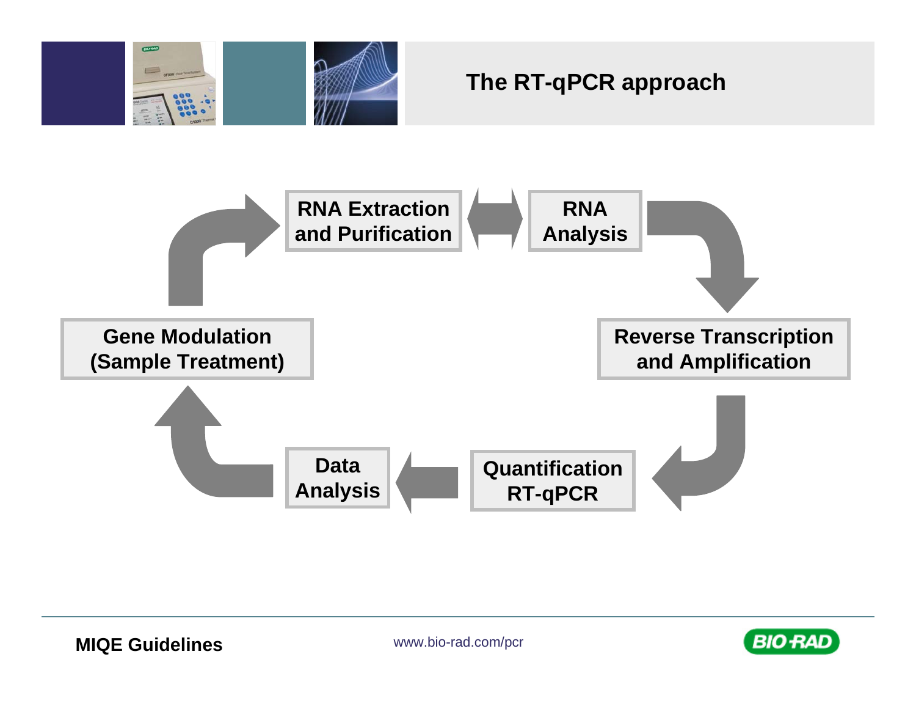# The RT-qPCR approach

RNA Extraction and Purification ↔ RNA Analysis → Reverse Transcription and Amplification → Quantification RT-qPCR → Data Analysis → Gene Modulation (Sample Treatment) → RNA Extraction and Purification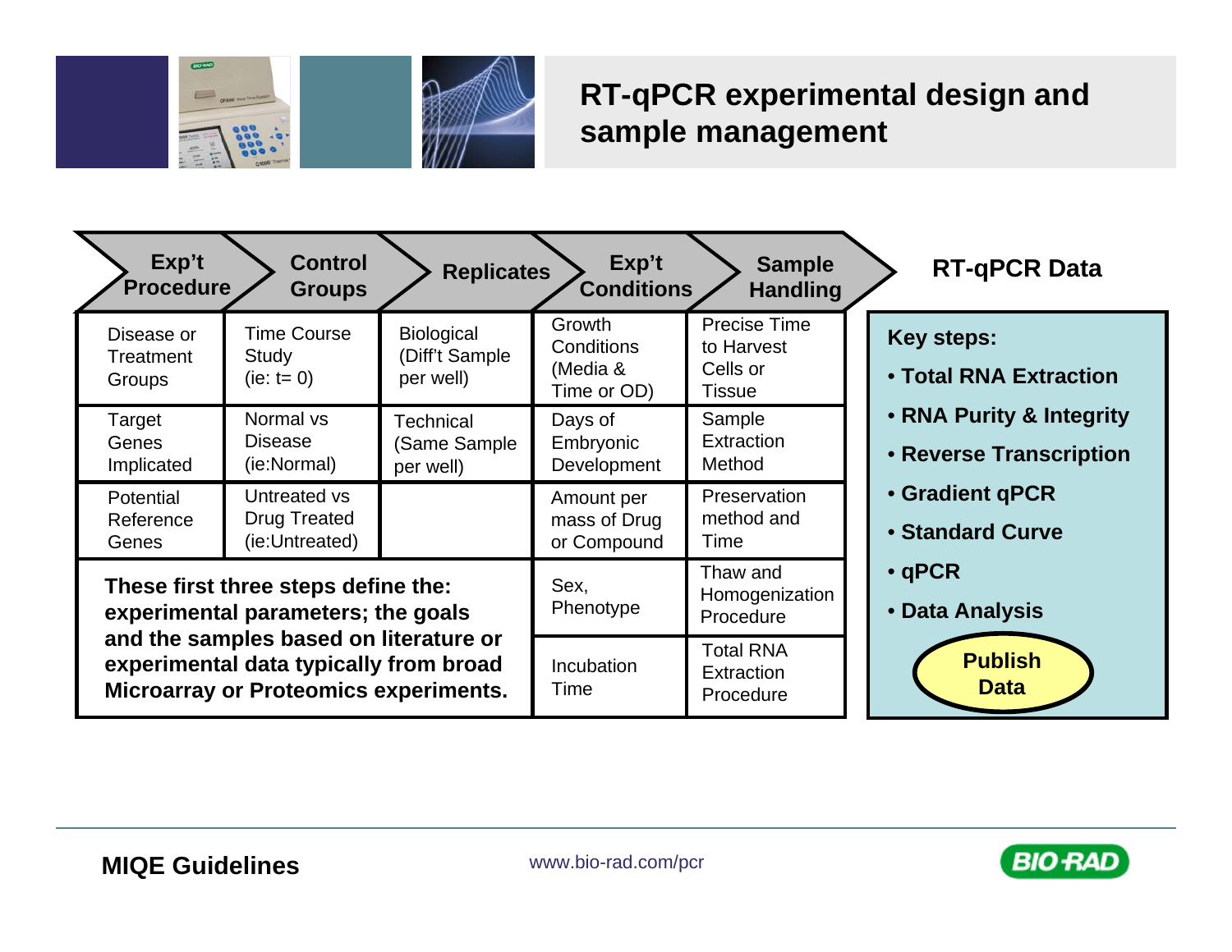# RT-qPCR experimental design and sample management

| Exp't Procedure | Control Groups | Replicates | Exp't Conditions | Sample Handling |
|---|---|---|---|---|
| Disease or Treatment Groups | Time Course Study (ie: t= 0) | Biological (Diff't Sample per well) | Growth Conditions (Media & Time or OD) | Precise Time to Harvest Cells or Tissue |
| Target Genes Implicated | Normal vs Disease (ie:Normal) | Technical (Same Sample per well) | Days of Embryonic Development | Sample Extraction Method |
| Potential Reference Genes | Untreated vs Drug Treated (ie:Untreated) | | Amount per mass of Drug or Compound | Preservation method and Time |
| **These first three steps define the: experimental parameters; the goals and the samples based on literature or experimental data typically from broad Microarray or Proteomics experiments.** | | | Sex, Phenotype | Thaw and Homogenization Procedure |
| | | | Incubation Time | Total RNA Extraction Procedure |

## RT-qPCR Data

**Key steps:**

- **Total RNA Extraction**
- **RNA Purity & Integrity**
- **Reverse Transcription**
- **Gradient qPCR**
- **Standard Curve**
- **qPCR**
- **Data Analysis**

**Publish Data**

**MIQE Guidelines**

www.bio-rad.com/pcr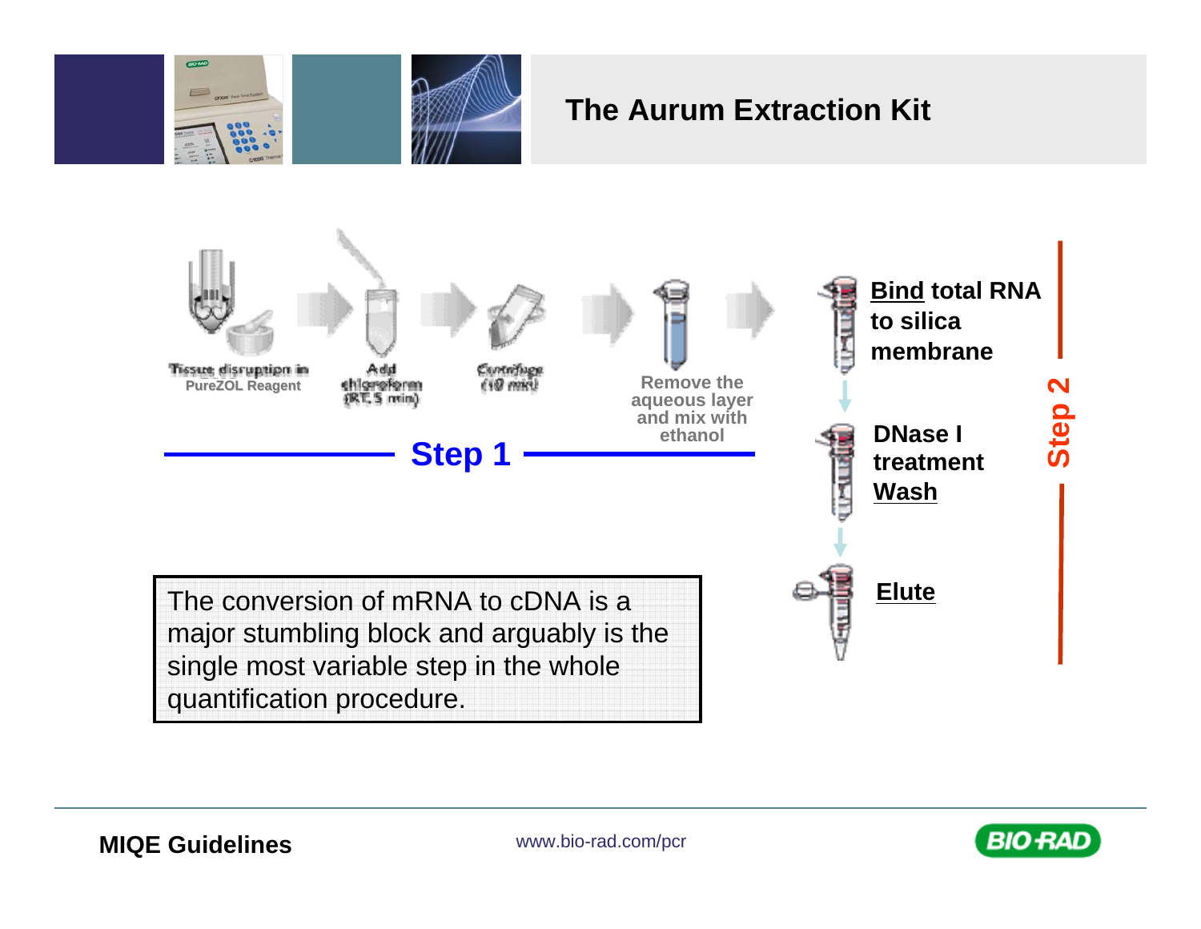# The Aurum Extraction Kit

Tissue disruption in PureZOL Reagent → Add chloroform (RT, 5 min) → Centrifuge (10 min) → Remove the aqueous layer and mix with ethanol

**Step 1**

**Bind total RNA to silica membrane**

**DNase I treatment Wash**

**Elute**

**Step 2**

The conversion of mRNA to cDNA is a major stumbling block and arguably is the single most variable step in the whole quantification procedure.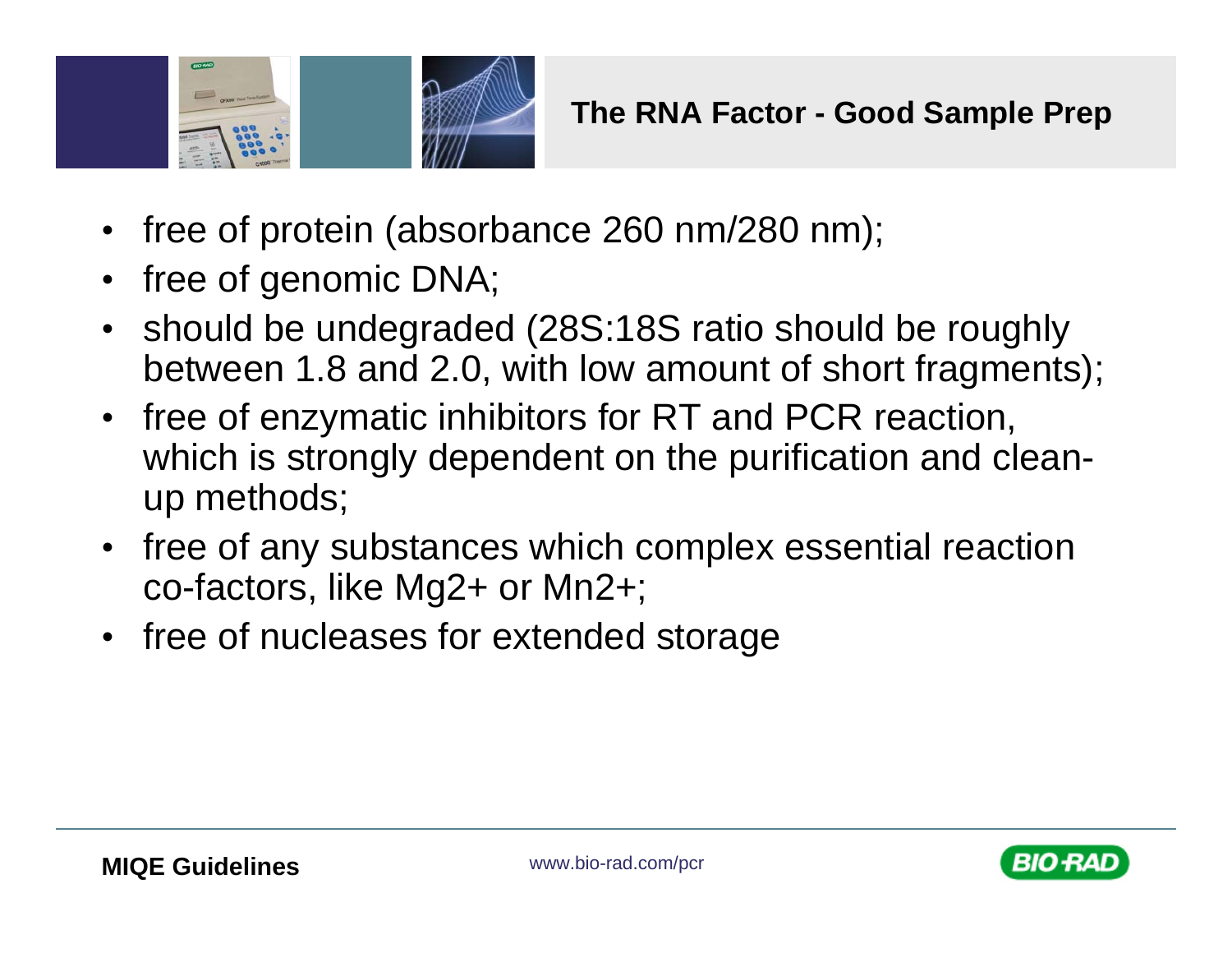## The RNA Factor - Good Sample Prep

- free of protein (absorbance 260 nm/280 nm);
- free of genomic DNA;
- should be undegraded (28S:18S ratio should be roughly between 1.8 and 2.0, with low amount of short fragments);
- free of enzymatic inhibitors for RT and PCR reaction, which is strongly dependent on the purification and clean-up methods;
- free of any substances which complex essential reaction co-factors, like $Mg^{2+}$ or $Mn^{2+}$;
- free of nucleases for extended storage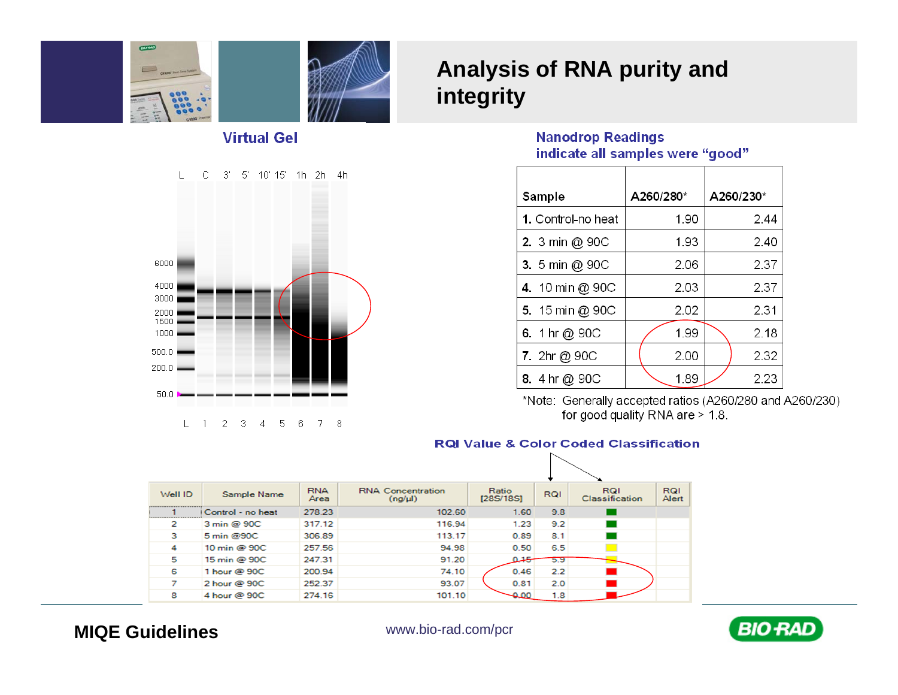# Analysis of RNA purity and integrity

## Virtual Gel

L C 3' 5' 10' 15' 1h 2h 4h

6000
4000
3000
2000
1500
1000
500.0
200.0
50.0

L 1 2 3 4 5 6 7 8

## Nanodrop Readings indicate all samples were "good"

| Sample | A260/280* | A260/230* |
|---|---|---|
| **1.** Control-no heat | 1.90 | 2.44 |
| **2.** 3 min @ 90C | 1.93 | 2.40 |
| **3.** 5 min @ 90C | 2.06 | 2.37 |
| **4.** 10 min @ 90C | 2.03 | 2.37 |
| **5.** 15 min @ 90C | 2.02 | 2.31 |
| **6.** 1 hr @ 90C | 1.99 | 2.18 |
| **7.** 2hr @ 90C | 2.00 | 2.32 |
| **8.** 4 hr @ 90C | 1.89 | 2.23 |

*Note: Generally accepted ratios (A260/280 and A260/230) for good quality RNA are > 1.8.

## RQI Value & Color Coded Classification

| Well ID | Sample Name | RNA Area | RNA Concentration (ng/µl) | Ratio [28S/18S] | RQI | RQI Classification | RQI Alert |
|---|---|---|---|---|---|---|---|
| 1 | Control - no heat | 278.23 | 102.60 | 1.60 | 9.8 | green | |
| 2 | 3 min @ 90C | 317.12 | 116.94 | 1.23 | 9.2 | green | |
| 3 | 5 min @90C | 306.89 | 113.17 | 0.89 | 8.1 | green | |
| 4 | 10 min @ 90C | 257.56 | 94.98 | 0.50 | 6.5 | yellow | |
| 5 | 15 min @ 90C | 247.31 | 91.20 | 0.15 | 5.9 | yellow | |
| 6 | 1 hour @ 90C | 200.94 | 74.10 | 0.46 | 2.2 | red | |
| 7 | 2 hour @ 90C | 252.37 | 93.07 | 0.81 | 2.0 | red | |
| 8 | 4 hour @ 90C | 274.16 | 101.10 | 0.00 | 1.8 | red | |

**MIQE Guidelines**

www.bio-rad.com/pcr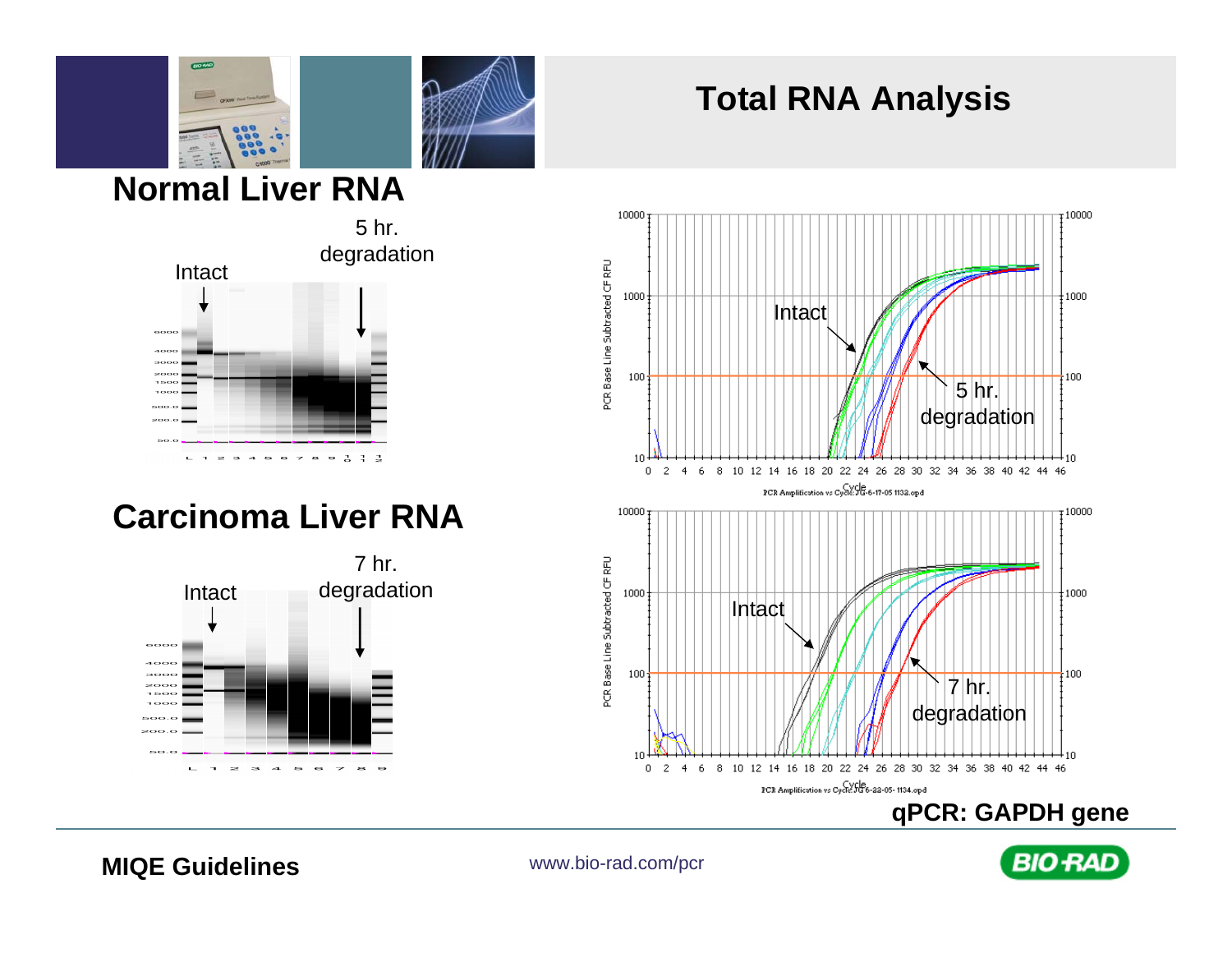# Total RNA Analysis

## Normal Liver RNA

Intact

5 hr. degradation

## Carcinoma Liver RNA

Intact

7 hr. degradation

qPCR: GAPDH gene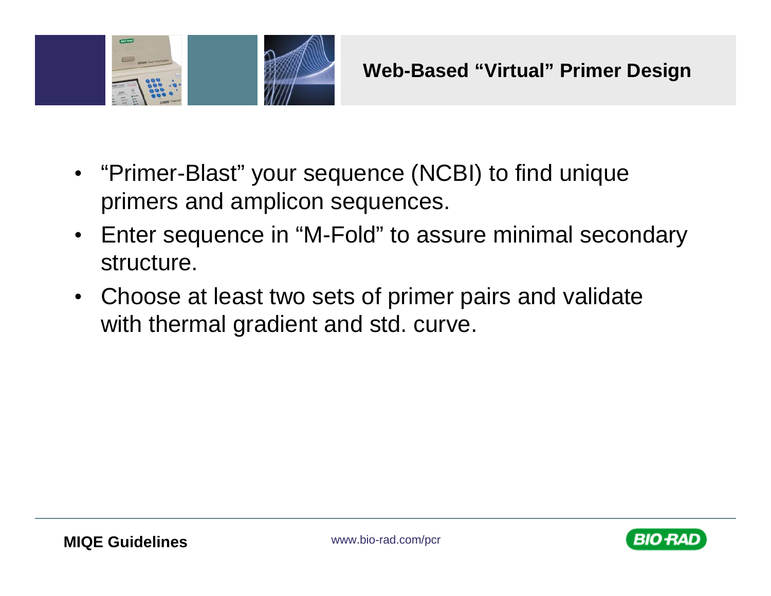# Web-Based "Virtual" Primer Design

- "Primer-Blast" your sequence (NCBI) to find unique primers and amplicon sequences.
- Enter sequence in "M-Fold" to assure minimal secondary structure.
- Choose at least two sets of primer pairs and validate with thermal gradient and std. curve.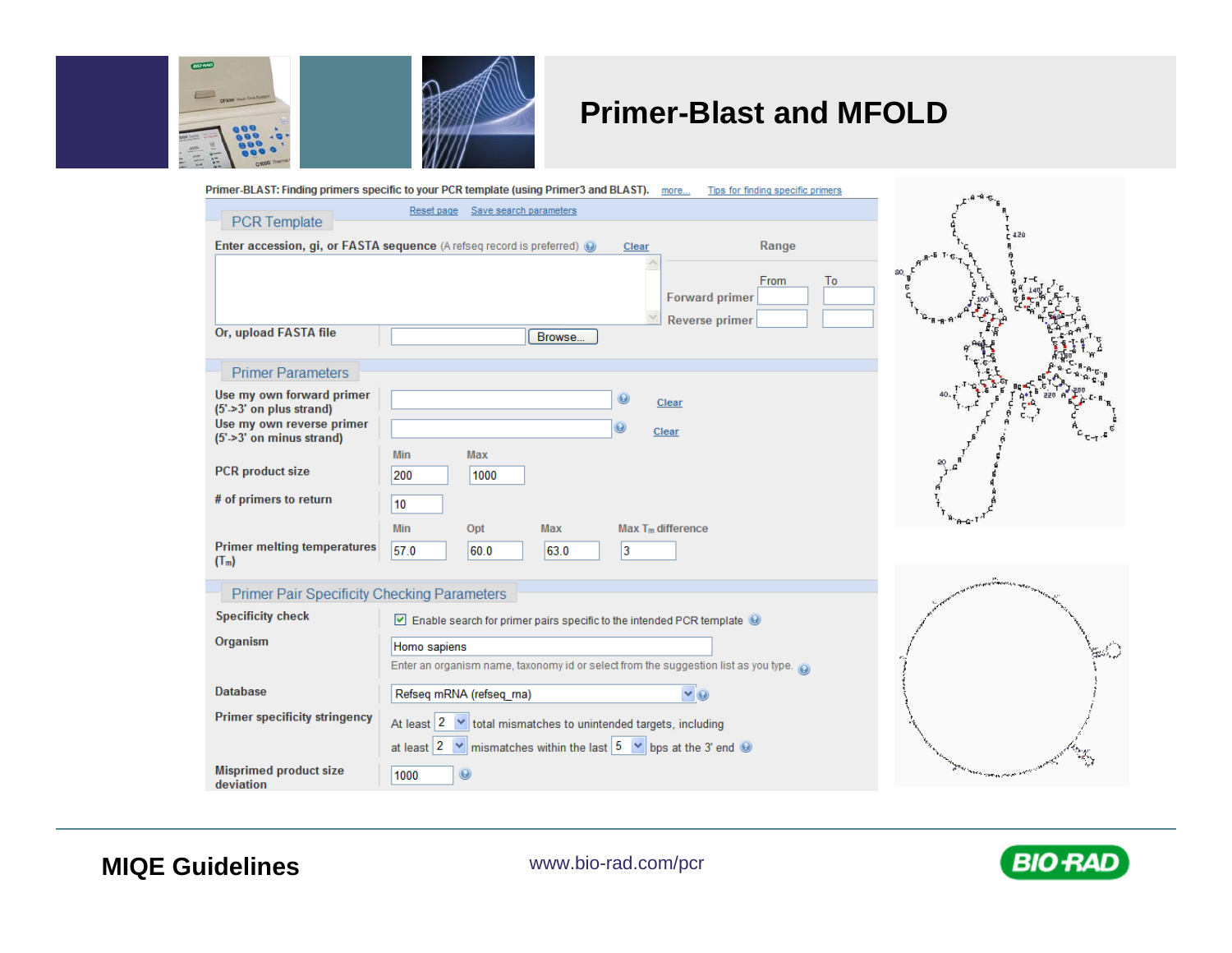# Primer-Blast and MFOLD

Primer-BLAST: Finding primers specific to your PCR template (using Primer3 and BLAST). more... Tips for finding specific primers

Reset page Save search parameters

## PCR Template

Enter accession, gi, or FASTA sequence (A refseq record is preferred) Clear

Range

| | From | To |
|---|---|---|
| Forward primer | | |
| Reverse primer | | |

Or, upload FASTA file Browse...

## Primer Parameters

Use my own forward primer (5'->3' on plus strand) Clear

Use my own reverse primer (5'->3' on minus strand) Clear

| | Min | Opt | Max | Max $T_m$ difference |
|---|---|---|---|---|
| PCR product size | 200 | | 1000 | |
| # of primers to return | 10 | | | |
| Primer melting temperatures ($T_m$) | 57.0 | 60.0 | 63.0 | 3 |

## Primer Pair Specificity Checking Parameters

Specificity check: Enable search for primer pairs specific to the intended PCR template

Organism: Homo sapiens

Enter an organism name, taxonomy id or select from the suggestion list as you type.

Database: Refseq mRNA (refseq_rna)

Primer specificity stringency: At least 2 total mismatches to unintended targets, including at least 2 mismatches within the last 5 bps at the 3' end

Misprimed product size deviation: 1000

MIQE Guidelines

www.bio-rad.com/pcr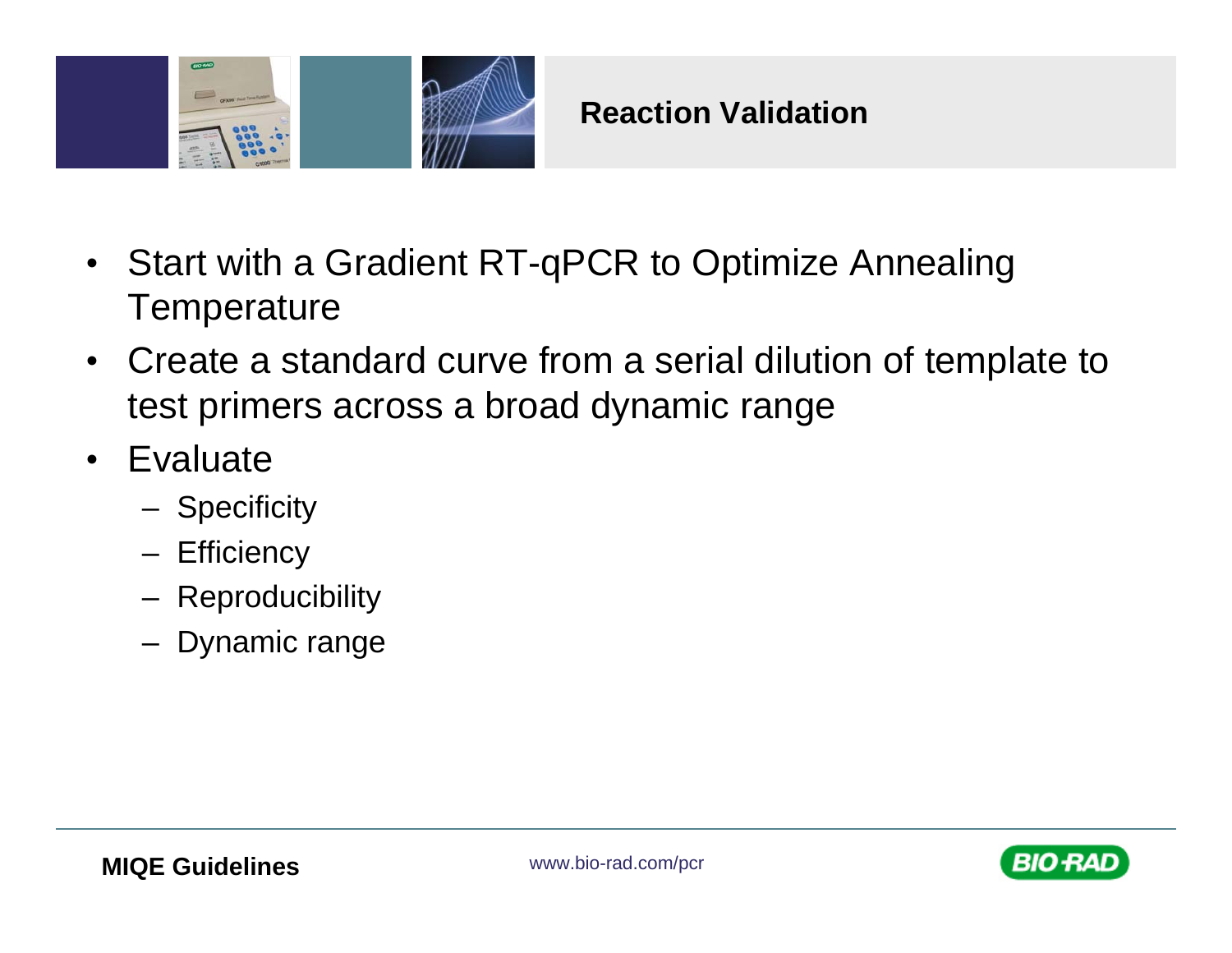# Reaction Validation

- Start with a Gradient RT-qPCR to Optimize Annealing Temperature
- Create a standard curve from a serial dilution of template to test primers across a broad dynamic range
- Evaluate
  - Specificity
  - Efficiency
  - Reproducibility
  - Dynamic range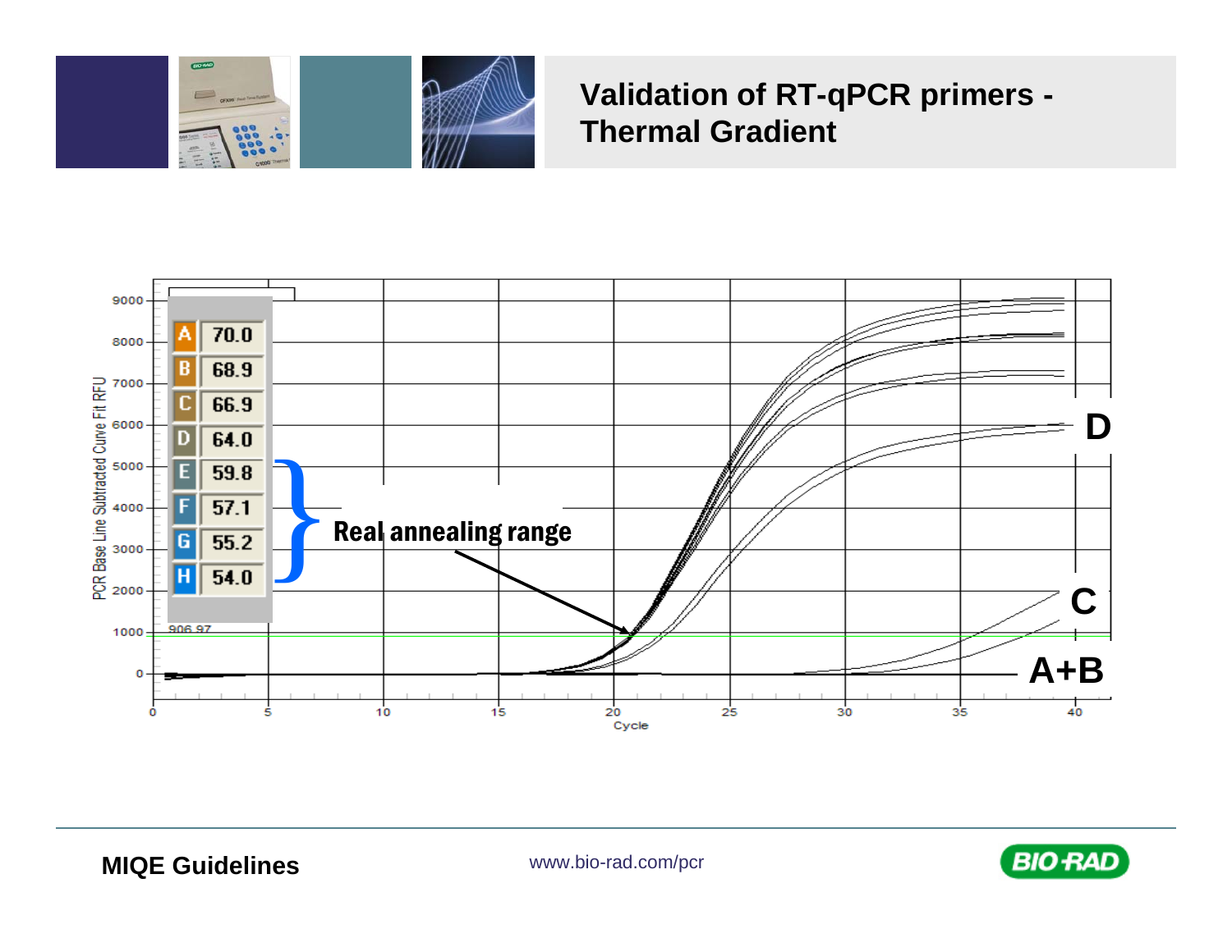# Validation of RT-qPCR primers - Thermal Gradient

| | |
|---|---|
| A | 70.0 |
| B | 68.9 |
| C | 66.9 |
| D | 64.0 |
| E | 59.8 |
| F | 57.1 |
| G | 55.2 |
| H | 54.0 |

Real annealing range

D

C

A+B

PCR Base Line Subtracted Curve Fit RFU

Cycle

906.97

MIQE Guidelines

www.bio-rad.com/pcr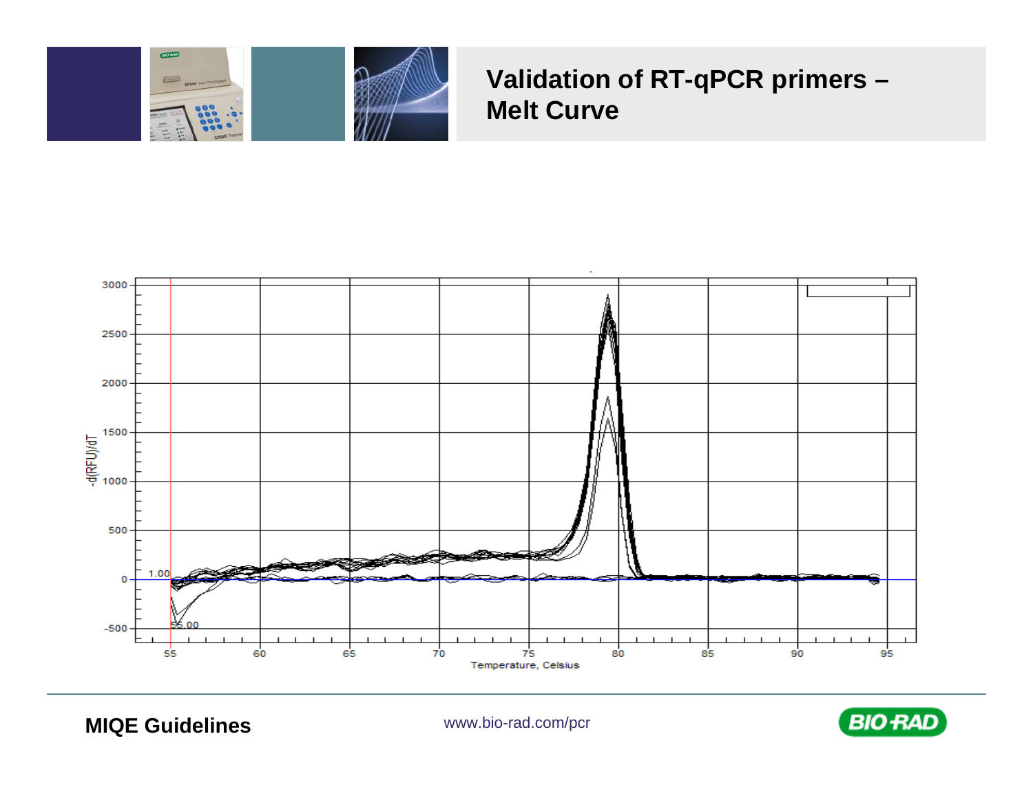# Validation of RT-qPCR primers – Melt Curve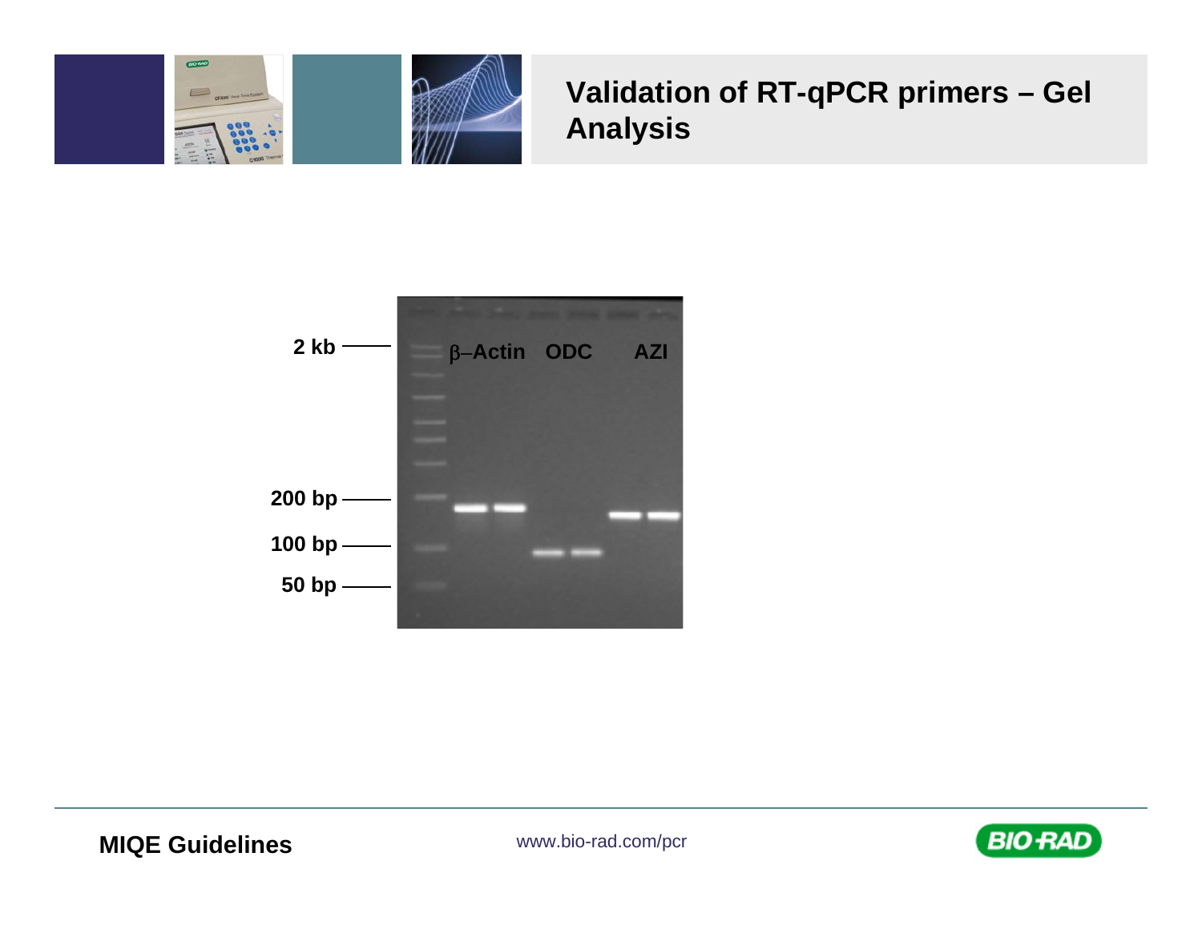# Validation of RT-qPCR primers – Gel Analysis

2 kb

200 bp

100 bp

50 bp

β–Actin ODC AZI

MIQE Guidelines

www.bio-rad.com/pcr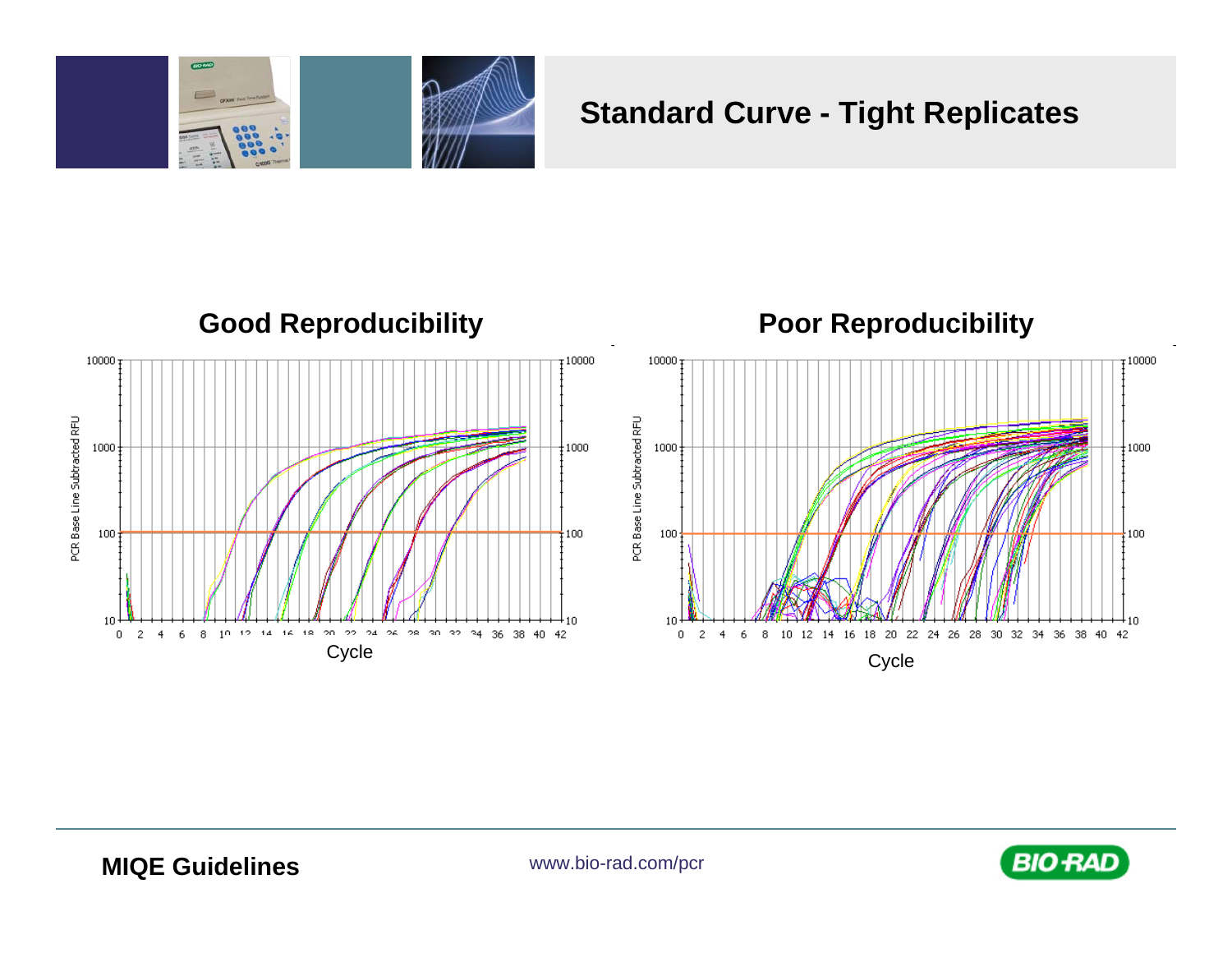# Standard Curve - Tight Replicates

## Good Reproducibility

## Poor Reproducibility

MIQE Guidelines

www.bio-rad.com/pcr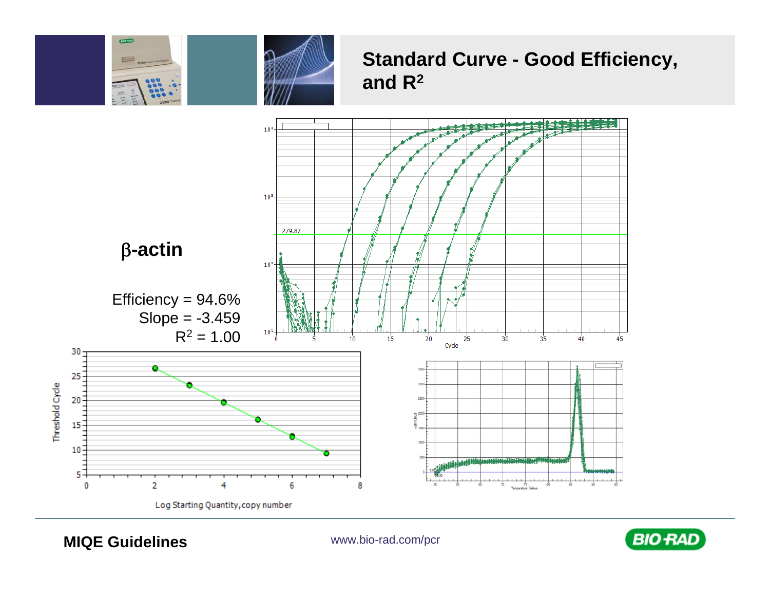# Standard Curve - Good Efficiency, and $R^2$

## β-actin

Efficiency = 94.6%

Slope = -3.459

$R^2$ = 1.00

MIQE Guidelines

www.bio-rad.com/pcr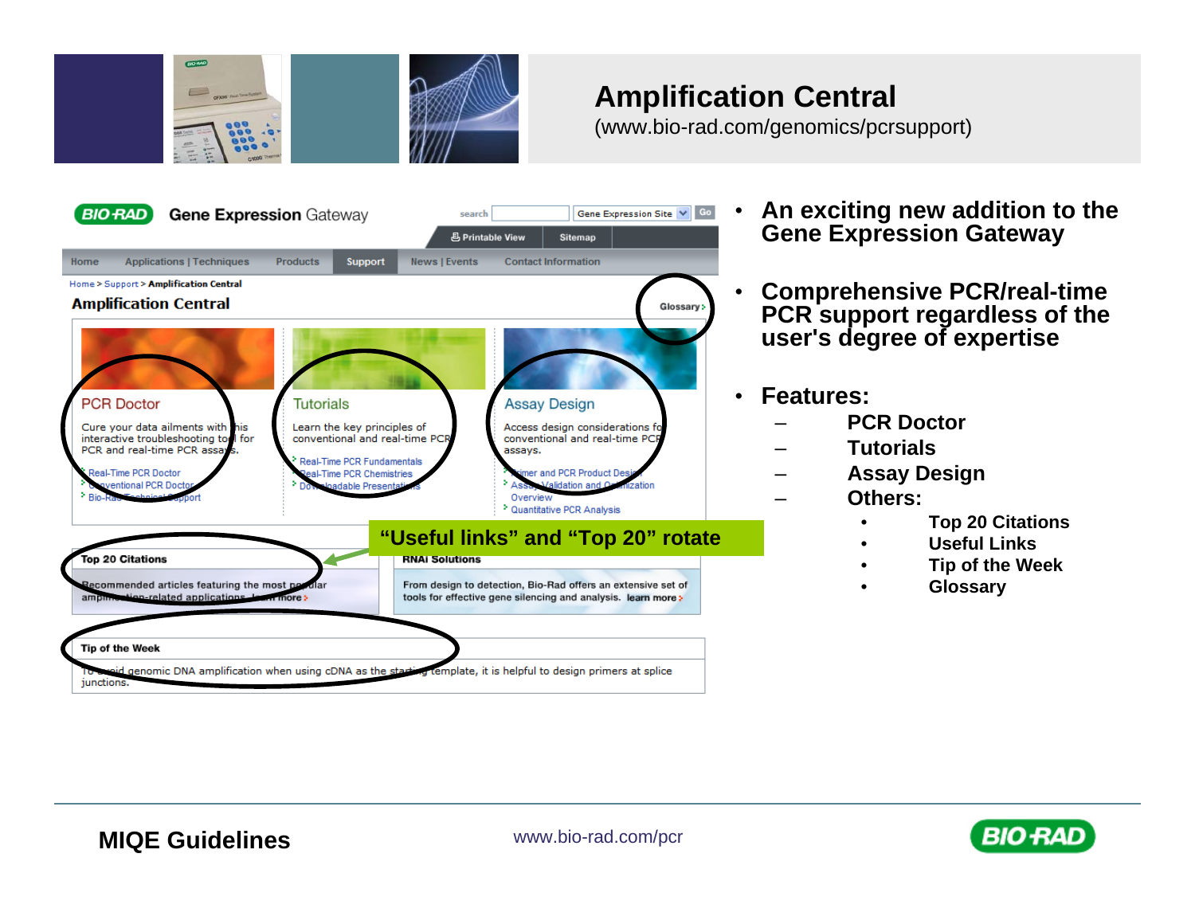# Amplification Central

(www.bio-rad.com/genomics/pcrsupport)

BIO-RAD **Gene Expression** Gateway

Home > Support > **Amplification Central**

## Amplification Central

Glossary

**PCR Doctor**

Cure your data ailments with this interactive troubleshooting tool for PCR and real-time PCR assays.

- Real-Time PCR Doctor
- Conventional PCR Doctor
- Bio-Rad Technical Support

**Tutorials**

Learn the key principles of conventional and real-time PCR.

- Real-Time PCR Fundamentals
- Real-Time PCR Chemistries
- Downloadable Presentations

**Assay Design**

Access design considerations for conventional and real-time PCR assays.

- Primer and PCR Product Design
- Assay Validation and Optimization Overview
- Quantitative PCR Analysis

**"Useful links" and "Top 20" rotate**

**Top 20 Citations**

Recommended articles featuring the most popular amplification-related applications. learn more

**RNAi Solutions**

From design to detection, Bio-Rad offers an extensive set of tools for effective gene silencing and analysis. learn more

**Tip of the Week**

To avoid genomic DNA amplification when using cDNA as the starting template, it is helpful to design primers at splice junctions.

- **An exciting new addition to the Gene Expression Gateway**
- **Comprehensive PCR/real-time PCR support regardless of the user's degree of expertise**
- **Features:**
  - **PCR Doctor**
  - **Tutorials**
  - **Assay Design**
  - **Others:**
    - **Top 20 Citations**
    - **Useful Links**
    - **Tip of the Week**
    - **Glossary**

**MIQE Guidelines**

www.bio-rad.com/pcr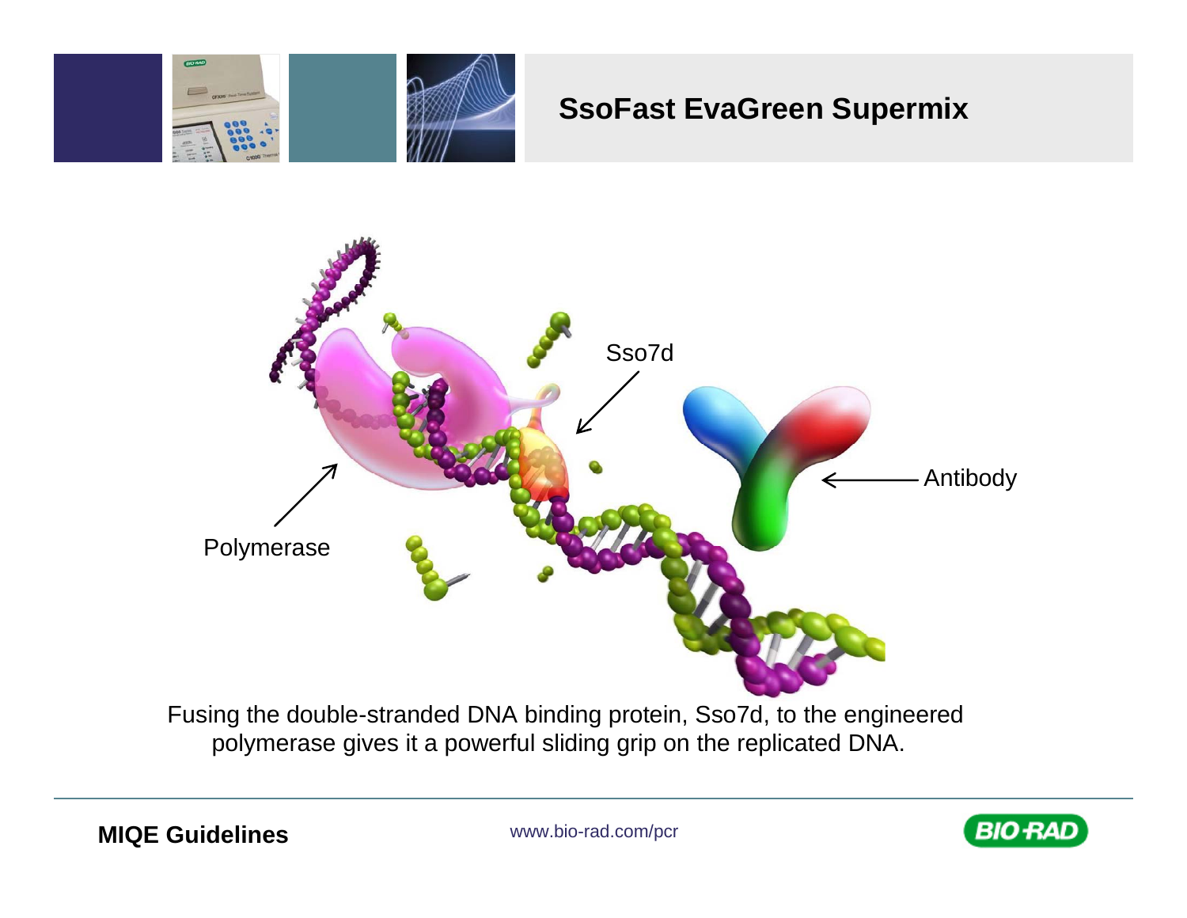# SsoFast EvaGreen Supermix

Sso7d

Antibody

Polymerase

Fusing the double-stranded DNA binding protein, Sso7d, to the engineered polymerase gives it a powerful sliding grip on the replicated DNA.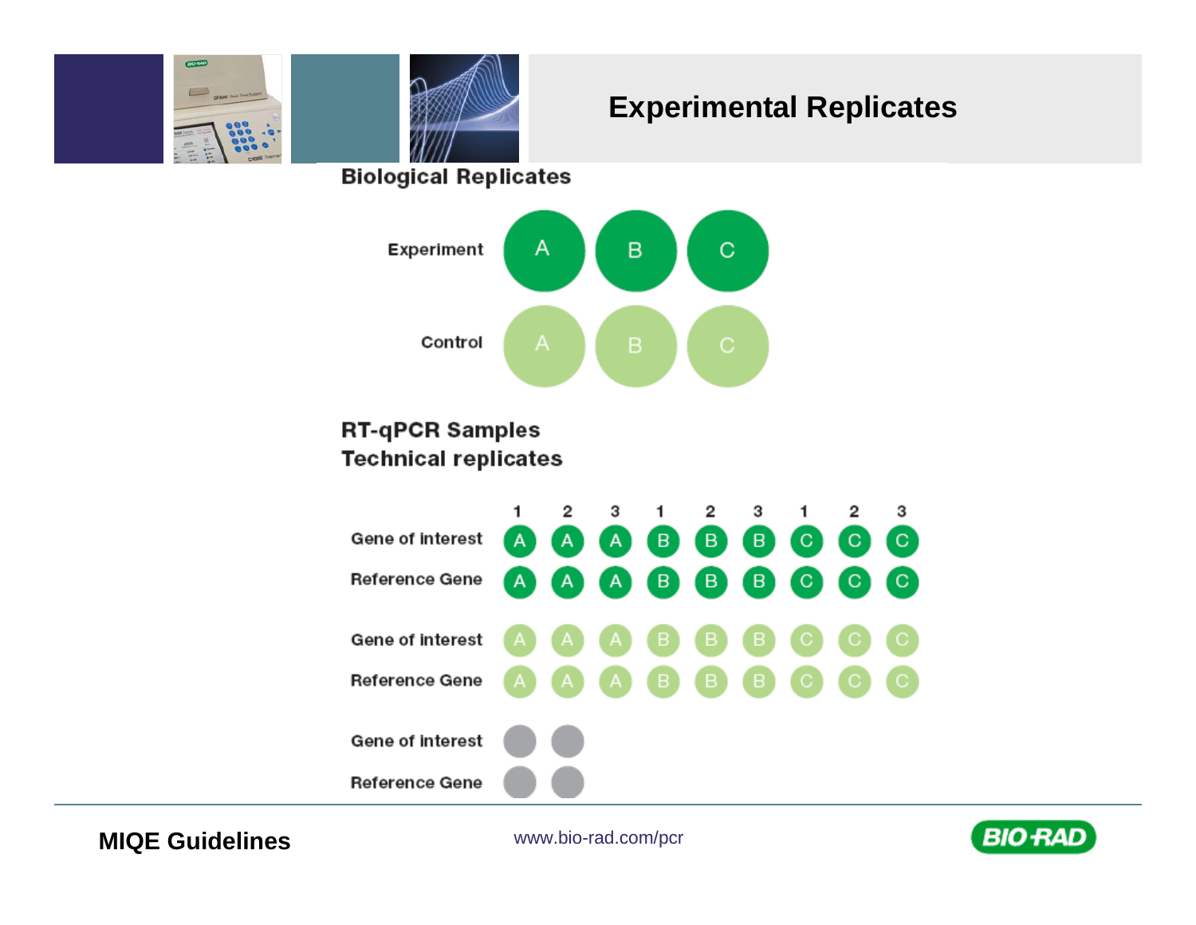# Experimental Replicates

## Biological Replicates

| | | | |
|---|---|---|---|
| Experiment | A | B | C |
| Control | A | B | C |

## RT-qPCR Samples
## Technical replicates

| | 1 | 2 | 3 | 1 | 2 | 3 | 1 | 2 | 3 |
|---|---|---|---|---|---|---|---|---|---|
| Gene of interest | A | A | A | B | B | B | C | C | C |
| Reference Gene | A | A | A | B | B | B | C | C | C |
| Gene of interest | A | A | A | B | B | B | C | C | C |
| Reference Gene | A | A | A | B | B | B | C | C | C |
| Gene of interest | | | | | | | | | |
| Reference Gene | | | | | | | | | |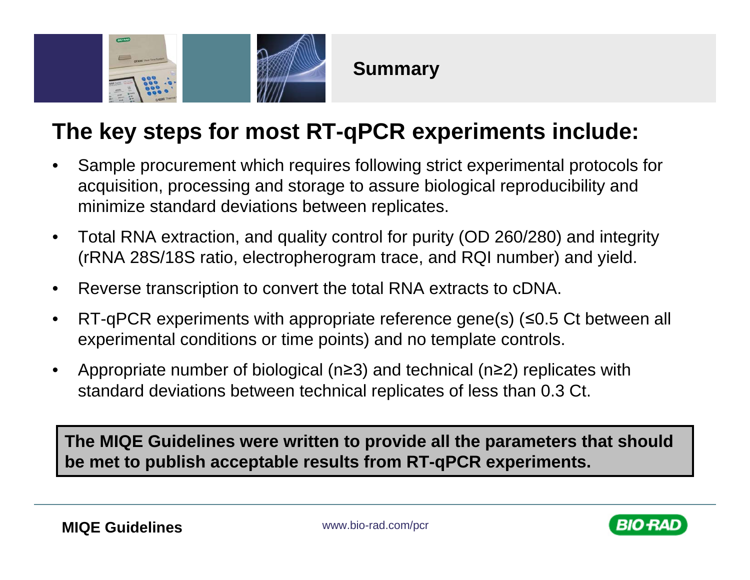## Summary

# The key steps for most RT-qPCR experiments include:

- Sample procurement which requires following strict experimental protocols for acquisition, processing and storage to assure biological reproducibility and minimize standard deviations between replicates.
- Total RNA extraction, and quality control for purity (OD 260/280) and integrity (rRNA 28S/18S ratio, electropherogram trace, and RQI number) and yield.
- Reverse transcription to convert the total RNA extracts to cDNA.
- RT-qPCR experiments with appropriate reference gene(s) (≤0.5 Ct between all experimental conditions or time points) and no template controls.
- Appropriate number of biological (n≥3) and technical (n≥2) replicates with standard deviations between technical replicates of less than 0.3 Ct.

**The MIQE Guidelines were written to provide all the parameters that should be met to publish acceptable results from RT-qPCR experiments.**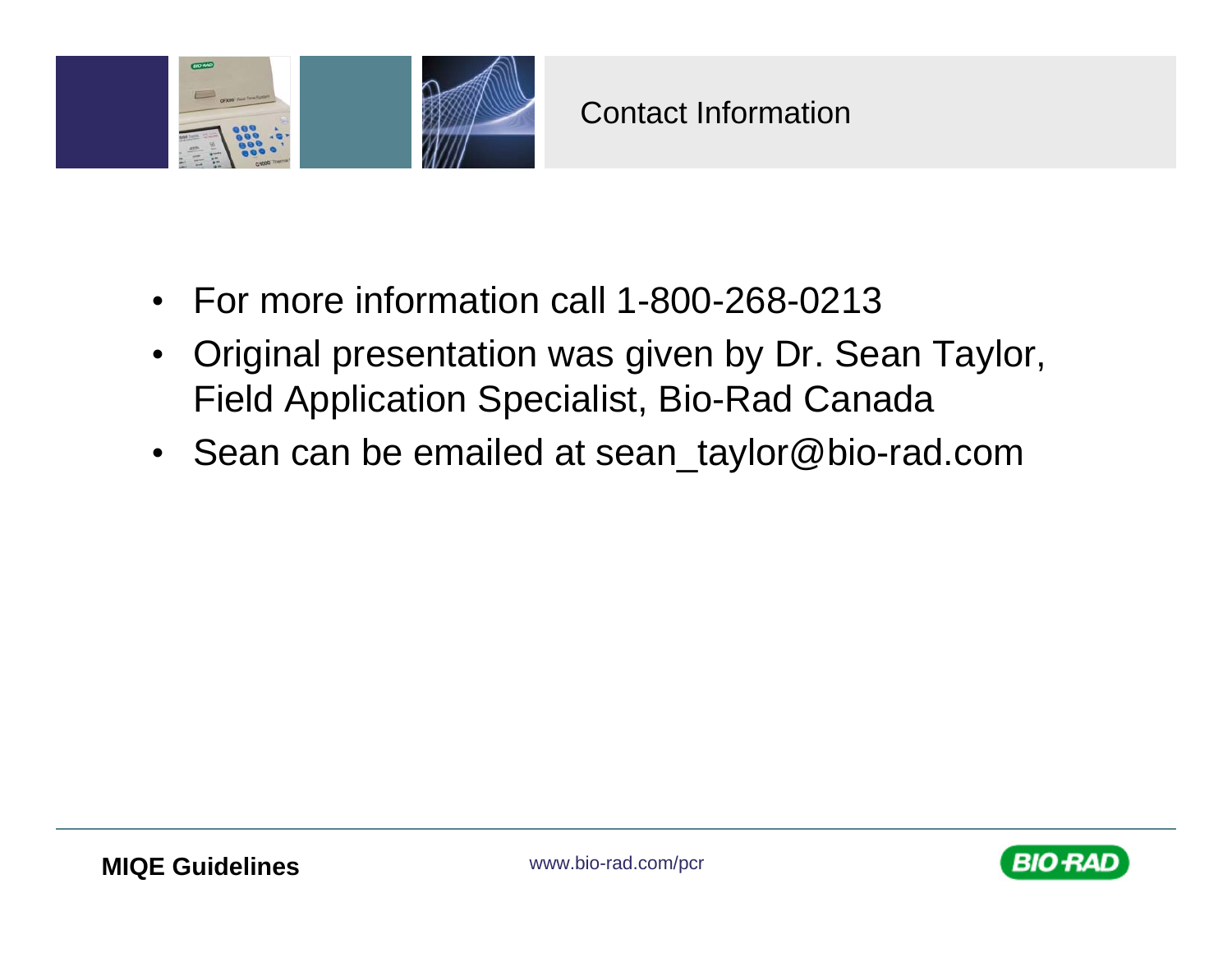# Contact Information

- For more information call 1-800-268-0213
- Original presentation was given by Dr. Sean Taylor, Field Application Specialist, Bio-Rad Canada
- Sean can be emailed at sean_taylor@bio-rad.com